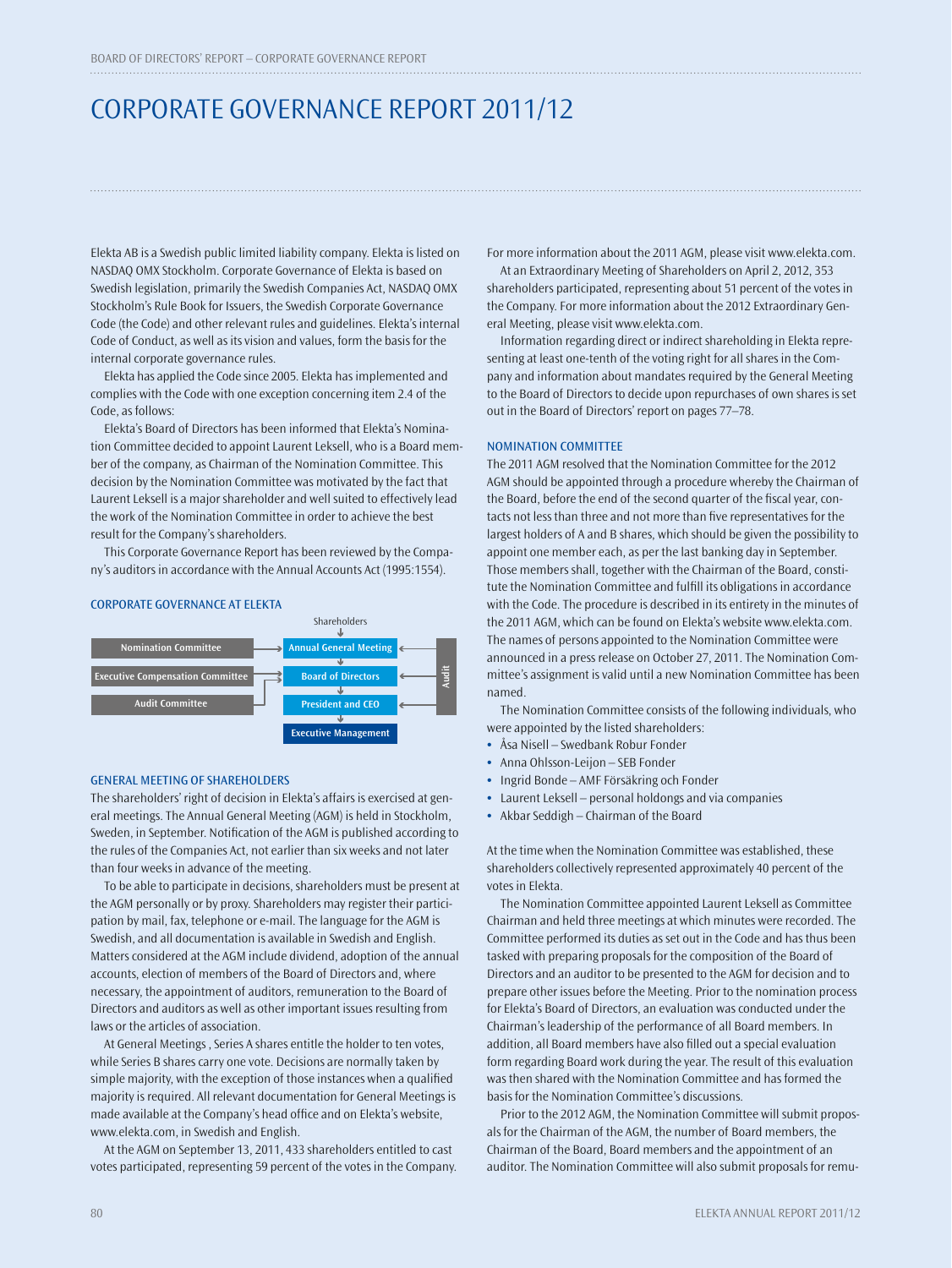# CORPORATE GOVERNANCE REPORT 2011/12

Elekta AB is a Swedish public limited liability company. Elekta is listed on NASDAQ OMX Stockholm. Corporate Governance of Elekta is based on Swedish legislation, primarily the Swedish Companies Act, NASDAQ OMX Stockholm's Rule Book for Issuers, the Swedish Corporate Governance Code (the Code) and other relevant rules and guidelines. Elekta's internal Code of Conduct, as well as its vision and values, form the basis for the internal corporate governance rules.

Elekta has applied the Code since 2005. Elekta has implemented and complies with the Code with one exception concerning item 2.4 of the Code, as follows:

Elekta's Board of Directors has been informed that Elekta's Nomination Committee decided to appoint Laurent Leksell, who is a Board member of the company, as Chairman of the Nomination Committee. This decision by the Nomination Committee was motivated by the fact that Laurent Leksell is a major shareholder and well suited to effectively lead the work of the Nomination Committee in order to achieve the best result for the Company's shareholders.

This Corporate Governance Report has been reviewed by the Company's auditors in accordance with the Annual Accounts Act (1995:1554).

### CORPORATE GOVERNANCE AT ELEKTA

Shareholders → Annual General Meeting → Board of Directors → President and CEO → Executive Management

- Nomination Committee → Annual General Meeting
- Executive Compensation Committee → Board of Directors
- Audit Committee → Board of Directors
- Audit → Annual General Meeting, Board of Directors, President and CEO

### GENERAL MEETING OF SHAREHOLDERS

The shareholders' right of decision in Elekta's affairs is exercised at general meetings. The Annual General Meeting (AGM) is held in Stockholm, Sweden, in September. Notification of the AGM is published according to the rules of the Companies Act, not earlier than six weeks and not later than four weeks in advance of the meeting.

To be able to participate in decisions, shareholders must be present at the AGM personally or by proxy. Shareholders may register their participation by mail, fax, telephone or e-mail. The language for the AGM is Swedish, and all documentation is available in Swedish and English. Matters considered at the AGM include dividend, adoption of the annual accounts, election of members of the Board of Directors and, where necessary, the appointment of auditors, remuneration to the Board of Directors and auditors as well as other important issues resulting from laws or the articles of association.

At General Meetings , Series A shares entitle the holder to ten votes, while Series B shares carry one vote. Decisions are normally taken by simple majority, with the exception of those instances when a qualified majority is required. All relevant documentation for General Meetings is made available at the Company's head office and on Elekta's website, www.elekta.com, in Swedish and English.

At the AGM on September 13, 2011, 433 shareholders entitled to cast votes participated, representing 59 percent of the votes in the Company. For more information about the 2011 AGM, please visit www.elekta.com.

At an Extraordinary Meeting of Shareholders on April 2, 2012, 353 shareholders participated, representing about 51 percent of the votes in the Company. For more information about the 2012 Extraordinary General Meeting, please visit www.elekta.com.

Information regarding direct or indirect shareholding in Elekta representing at least one-tenth of the voting right for all shares in the Company and information about mandates required by the General Meeting to the Board of Directors to decide upon repurchases of own shares is set out in the Board of Directors' report on pages 77–78.

### NOMINATION COMMITTEE

The 2011 AGM resolved that the Nomination Committee for the 2012 AGM should be appointed through a procedure whereby the Chairman of the Board, before the end of the second quarter of the fiscal year, contacts not less than three and not more than five representatives for the largest holders of A and B shares, which should be given the possibility to appoint one member each, as per the last banking day in September. Those members shall, together with the Chairman of the Board, constitute the Nomination Committee and fulfill its obligations in accordance with the Code. The procedure is described in its entirety in the minutes of the 2011 AGM, which can be found on Elekta's website www.elekta.com. The names of persons appointed to the Nomination Committee were announced in a press release on October 27, 2011. The Nomination Committee's assignment is valid until a new Nomination Committee has been named.

The Nomination Committee consists of the following individuals, who were appointed by the listed shareholders:

- Åsa Nisell – Swedbank Robur Fonder
- Anna Ohlsson-Leijon – SEB Fonder
- Ingrid Bonde – AMF Försäkring och Fonder
- Laurent Leksell – personal holdongs and via companies
- Akbar Seddigh – Chairman of the Board

At the time when the Nomination Committee was established, these shareholders collectively represented approximately 40 percent of the votes in Elekta.

The Nomination Committee appointed Laurent Leksell as Committee Chairman and held three meetings at which minutes were recorded. The Committee performed its duties as set out in the Code and has thus been tasked with preparing proposals for the composition of the Board of Directors and an auditor to be presented to the AGM for decision and to prepare other issues before the Meeting. Prior to the nomination process for Elekta's Board of Directors, an evaluation was conducted under the Chairman's leadership of the performance of all Board members. In addition, all Board members have also filled out a special evaluation form regarding Board work during the year. The result of this evaluation was then shared with the Nomination Committee and has formed the basis for the Nomination Committee's discussions.

Prior to the 2012 AGM, the Nomination Committee will submit proposals for the Chairman of the AGM, the number of Board members, the Chairman of the Board, Board members and the appointment of an auditor. The Nomination Committee will also submit proposals for remu-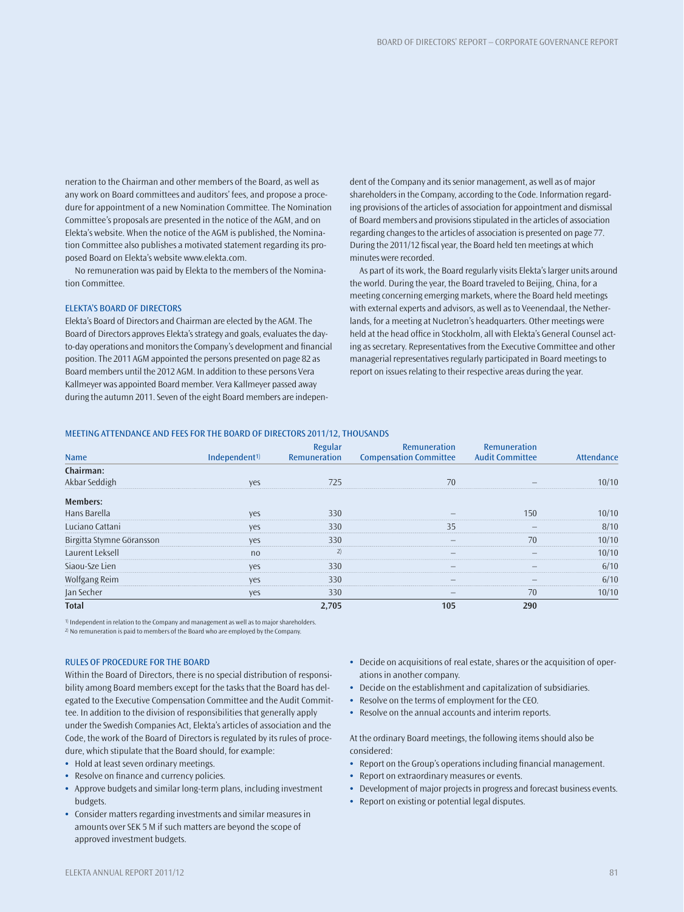neration to the Chairman and other members of the Board, as well as any work on Board committees and auditors' fees, and propose a procedure for appointment of a new Nomination Committee. The Nomination Committee's proposals are presented in the notice of the AGM, and on Elekta's website. When the notice of the AGM is published, the Nomination Committee also publishes a motivated statement regarding its proposed Board on Elekta's website www.elekta.com.

No remuneration was paid by Elekta to the members of the Nomination Committee.

## ELEKTA'S BOARD OF DIRECTORS

Elekta's Board of Directors and Chairman are elected by the AGM. The Board of Directors approves Elekta's strategy and goals, evaluates the day-to-day operations and monitors the Company's development and financial position. The 2011 AGM appointed the persons presented on page 82 as Board members until the 2012 AGM. In addition to these persons Vera Kallmeyer was appointed Board member. Vera Kallmeyer passed away during the autumn 2011. Seven of the eight Board members are independent of the Company and its senior management, as well as of major shareholders in the Company, according to the Code. Information regarding provisions of the articles of association for appointment and dismissal of Board members and provisions stipulated in the articles of association regarding changes to the articles of association is presented on page 77. During the 2011/12 fiscal year, the Board held ten meetings at which minutes were recorded.

As part of its work, the Board regularly visits Elekta's larger units around the world. During the year, the Board traveled to Beijing, China, for a meeting concerning emerging markets, where the Board held meetings with external experts and advisors, as well as to Veenendaal, the Netherlands, for a meeting at Nucletron's headquarters. Other meetings were held at the head office in Stockholm, all with Elekta's General Counsel acting as secretary. Representatives from the Executive Committee and other managerial representatives regularly participated in Board meetings to report on issues relating to their respective areas during the year.

### MEETING ATTENDANCE AND FEES FOR THE BOARD OF DIRECTORS 2011/12, THOUSANDS

| Name | Independent[1] | Regular Remuneration | Remuneration Compensation Committee | Remuneration Audit Committee | Attendance |
|---|---|---|---|---|---|
| **Chairman:** | | | | | |
| Akbar Seddigh | yes | 725 | 70 | – | 10/10 |
| **Members:** | | | | | |
| Hans Barella | yes | 330 | – | 150 | 10/10 |
| Luciano Cattani | yes | 330 | 35 | – | 8/10 |
| Birgitta Stymne Göransson | yes | 330 | – | 70 | 10/10 |
| Laurent Leksell | no | [2] | – | – | 10/10 |
| Siaou-Sze Lien | yes | 330 | – | – | 6/10 |
| Wolfgang Reim | yes | 330 | – | – | 6/10 |
| Jan Secher | yes | 330 | – | 70 | 10/10 |
| **Total** | | **2,705** | **105** | **290** | |

[1] Independent in relation to the Company and management as well as to major shareholders.
[2] No remuneration is paid to members of the Board who are employed by the Company.

## RULES OF PROCEDURE FOR THE BOARD

Within the Board of Directors, there is no special distribution of responsibility among Board members except for the tasks that the Board has delegated to the Executive Compensation Committee and the Audit Committee. In addition to the division of responsibilities that generally apply under the Swedish Companies Act, Elekta's articles of association and the Code, the work of the Board of Directors is regulated by its rules of procedure, which stipulate that the Board should, for example:

- Hold at least seven ordinary meetings.
- Resolve on finance and currency policies.
- Approve budgets and similar long-term plans, including investment budgets.
- Consider matters regarding investments and similar measures in amounts over SEK 5 M if such matters are beyond the scope of approved investment budgets.
- Decide on acquisitions of real estate, shares or the acquisition of operations in another company.
- Decide on the establishment and capitalization of subsidiaries.
- Resolve on the terms of employment for the CEO.
- Resolve on the annual accounts and interim reports.

At the ordinary Board meetings, the following items should also be considered:

- Report on the Group's operations including financial management.
- Report on extraordinary measures or events.
- Development of major projects in progress and forecast business events.
- Report on existing or potential legal disputes.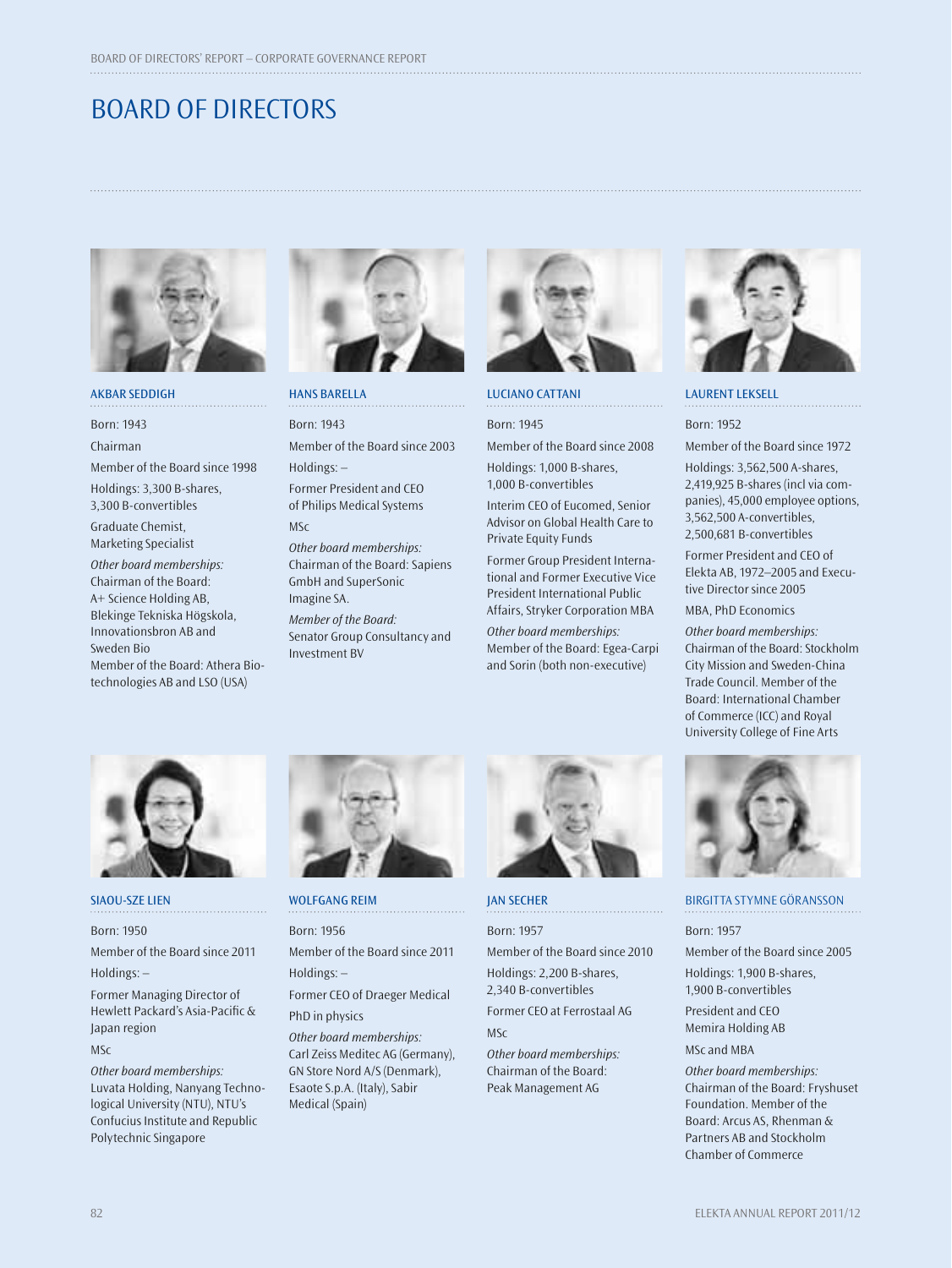# BOARD OF DIRECTORS

### AKBAR SEDDIGH

Born: 1943

Chairman

Member of the Board since 1998

Holdings: 3,300 B-shares, 3,300 B-convertibles

Graduate Chemist, Marketing Specialist

*Other board memberships:*
Chairman of the Board: A+ Science Holding AB, Blekinge Tekniska Högskola, Innovationsbron AB and Sweden Bio
Member of the Board: Athera Biotechnologies AB and LSO (USA)

### HANS BARELLA

Born: 1943

Member of the Board since 2003

Holdings: –

Former President and CEO of Philips Medical Systems

MSc

*Other board memberships:*
Chairman of the Board: Sapiens GmbH and SuperSonic Imagine SA.

*Member of the Board:*
Senator Group Consultancy and Investment BV

### LUCIANO CATTANI

Born: 1945

Member of the Board since 2008

Holdings: 1,000 B-shares, 1,000 B-convertibles

Interim CEO of Eucomed, Senior Advisor on Global Health Care to Private Equity Funds

Former Group President International and Former Executive Vice President International Public Affairs, Stryker Corporation MBA

*Other board memberships:*
Member of the Board: Egea-Carpi and Sorin (both non-executive)

### LAURENT LEKSELL

Born: 1952

Member of the Board since 1972

Holdings: 3,562,500 A-shares, 2,419,925 B-shares (incl via companies), 45,000 employee options, 3,562,500 A-convertibles, 2,500,681 B-convertibles

Former President and CEO of Elekta AB, 1972–2005 and Executive Director since 2005

MBA, PhD Economics

*Other board memberships:*
Chairman of the Board: Stockholm City Mission and Sweden-China Trade Council. Member of the Board: International Chamber of Commerce (ICC) and Royal University College of Fine Arts

### SIAOU-SZE LIEN

Born: 1950

Member of the Board since 2011

Holdings: –

Former Managing Director of Hewlett Packard's Asia-Pacific & Japan region

MSc

*Other board memberships:*
Luvata Holding, Nanyang Technological University (NTU), NTU's Confucius Institute and Republic Polytechnic Singapore

### WOLFGANG REIM

Born: 1956

Member of the Board since 2011

Holdings: –

Former CEO of Draeger Medical

PhD in physics

*Other board memberships:*
Carl Zeiss Meditec AG (Germany), GN Store Nord A/S (Denmark), Esaote S.p.A. (Italy), Sabir Medical (Spain)

### JAN SECHER

Born: 1957

Member of the Board since 2010

Holdings: 2,200 B-shares, 2,340 B-convertibles

Former CEO at Ferrostaal AG

MSc

*Other board memberships:*
Chairman of the Board: Peak Management AG

### BIRGITTA STYMNE GÖRANSSON

Born: 1957

Member of the Board since 2005

Holdings: 1,900 B-shares, 1,900 B-convertibles

President and CEO Memira Holding AB

MSc and MBA

*Other board memberships:*
Chairman of the Board: Fryshuset Foundation. Member of the Board: Arcus AS, Rhenman & Partners AB and Stockholm Chamber of Commerce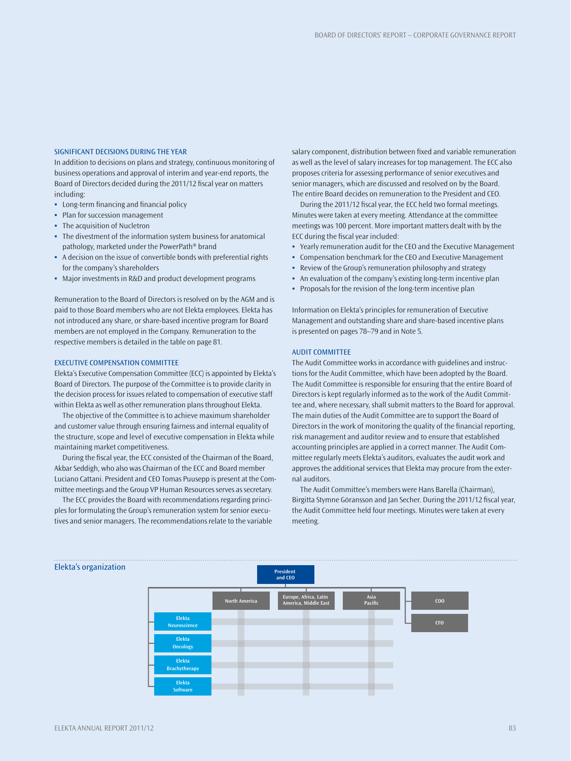### SIGNIFICANT DECISIONS DURING THE YEAR

In addition to decisions on plans and strategy, continuous monitoring of business operations and approval of interim and year-end reports, the Board of Directors decided during the 2011/12 fiscal year on matters including:

- Long-term financing and financial policy
- Plan for succession management
- The acquisition of Nucletron
- The divestment of the information system business for anatomical pathology, marketed under the PowerPath® brand
- A decision on the issue of convertible bonds with preferential rights for the company's shareholders
- Major investments in R&D and product development programs

Remuneration to the Board of Directors is resolved on by the AGM and is paid to those Board members who are not Elekta employees. Elekta has not introduced any share, or share-based incentive program for Board members are not employed in the Company. Remuneration to the respective members is detailed in the table on page 81.

### EXECUTIVE COMPENSATION COMMITTEE

Elekta's Executive Compensation Committee (ECC) is appointed by Elekta's Board of Directors. The purpose of the Committee is to provide clarity in the decision process for issues related to compensation of executive staff within Elekta as well as other remuneration plans throughout Elekta.

The objective of the Committee is to achieve maximum shareholder and customer value through ensuring fairness and internal equality of the structure, scope and level of executive compensation in Elekta while maintaining market competitiveness.

During the fiscal year, the ECC consisted of the Chairman of the Board, Akbar Seddigh, who also was Chairman of the ECC and Board member Luciano Cattani. President and CEO Tomas Puusepp is present at the Committee meetings and the Group VP Human Resources serves as secretary.

The ECC provides the Board with recommendations regarding principles for formulating the Group's remuneration system for senior executives and senior managers. The recommendations relate to the variable salary component, distribution between fixed and variable remuneration as well as the level of salary increases for top management. The ECC also proposes criteria for assessing performance of senior executives and senior managers, which are discussed and resolved on by the Board. The entire Board decides on remuneration to the President and CEO.

During the 2011/12 fiscal year, the ECC held two formal meetings. Minutes were taken at every meeting. Attendance at the committee meetings was 100 percent. More important matters dealt with by the ECC during the fiscal year included:

- Yearly remuneration audit for the CEO and the Executive Management
- Compensation benchmark for the CEO and Executive Management
- Review of the Group's remuneration philosophy and strategy
- An evaluation of the company's existing long-term incentive plan
- Proposals for the revision of the long-term incentive plan

Information on Elekta's principles for remuneration of Executive Management and outstanding share and share-based incentive plans is presented on pages 78–79 and in Note 5.

### AUDIT COMMITTEE

The Audit Committee works in accordance with guidelines and instructions for the Audit Committee, which have been adopted by the Board. The Audit Committee is responsible for ensuring that the entire Board of Directors is kept regularly informed as to the work of the Audit Committee and, where necessary, shall submit matters to the Board for approval. The main duties of the Audit Committee are to support the Board of Directors in the work of monitoring the quality of the financial reporting, risk management and auditor review and to ensure that established accounting principles are applied in a correct manner. The Audit Committee regularly meets Elekta's auditors, evaluates the audit work and approves the additional services that Elekta may procure from the external auditors.

The Audit Committee's members were Hans Barella (Chairman), Birgitta Stymne Göransson and Jan Secher. During the 2011/12 fiscal year, the Audit Committee held four meetings. Minutes were taken at every meeting.

### Elekta's organization

- President and CEO
  - North America
  - Europe, Africa, Latin America, Middle East
  - Asia Pacific
  - COO
  - CFO
  - Elekta Neuroscience
  - Elekta Oncology
  - Elekta Brachytherapy
  - Elekta Software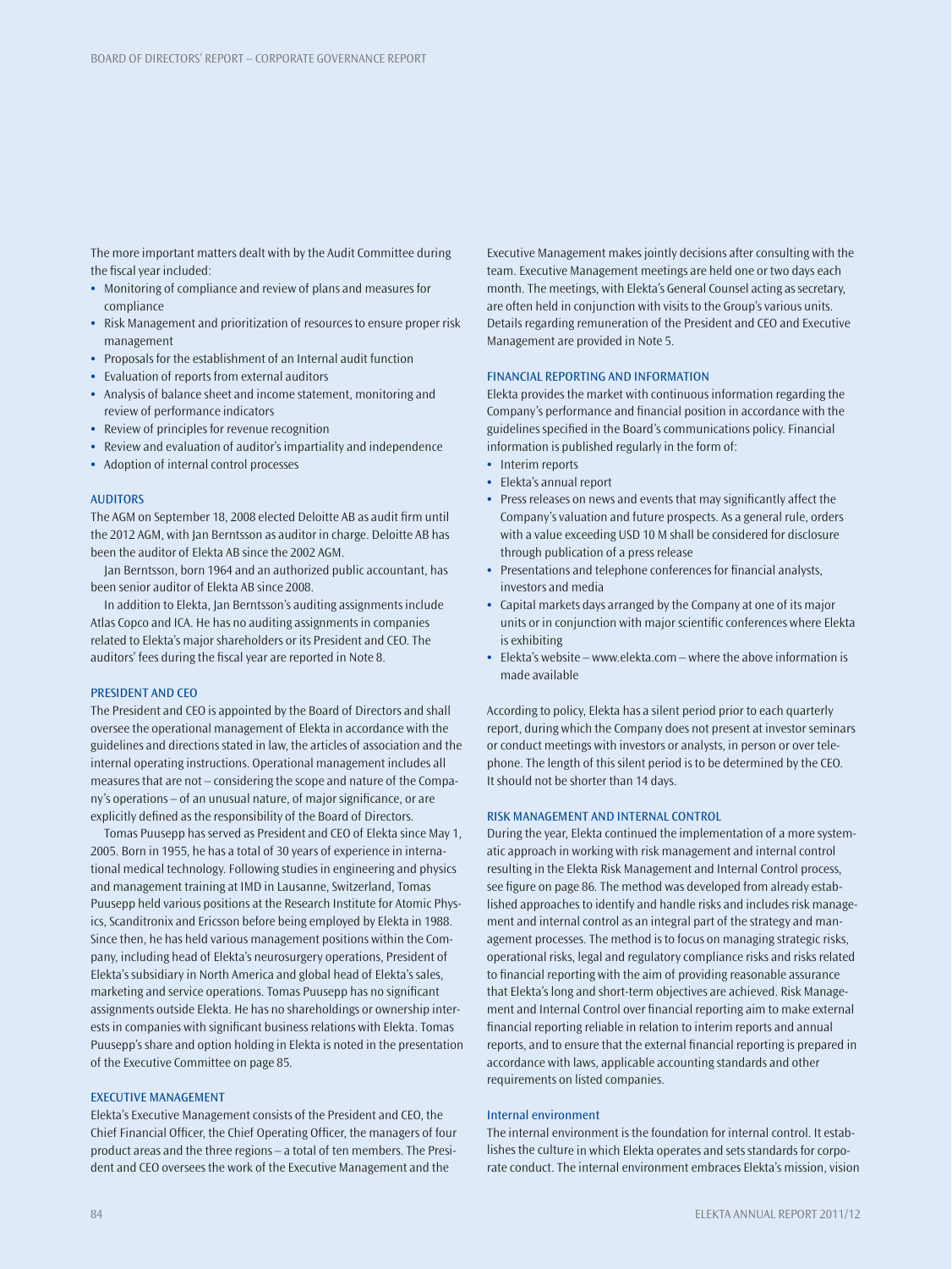The more important matters dealt with by the Audit Committee during the fiscal year included:

- Monitoring of compliance and review of plans and measures for compliance
- Risk Management and prioritization of resources to ensure proper risk management
- Proposals for the establishment of an Internal audit function
- Evaluation of reports from external auditors
- Analysis of balance sheet and income statement, monitoring and review of performance indicators
- Review of principles for revenue recognition
- Review and evaluation of auditor's impartiality and independence
- Adoption of internal control processes

## AUDITORS

The AGM on September 18, 2008 elected Deloitte AB as audit firm until the 2012 AGM, with Jan Berntsson as auditor in charge. Deloitte AB has been the auditor of Elekta AB since the 2002 AGM.

Jan Berntsson, born 1964 and an authorized public accountant, has been senior auditor of Elekta AB since 2008.

In addition to Elekta, Jan Berntsson's auditing assignments include Atlas Copco and ICA. He has no auditing assignments in companies related to Elekta's major shareholders or its President and CEO. The auditors' fees during the fiscal year are reported in Note 8.

## PRESIDENT AND CEO

The President and CEO is appointed by the Board of Directors and shall oversee the operational management of Elekta in accordance with the guidelines and directions stated in law, the articles of association and the internal operating instructions. Operational management includes all measures that are not – considering the scope and nature of the Company's operations – of an unusual nature, of major significance, or are explicitly defined as the responsibility of the Board of Directors.

Tomas Puusepp has served as President and CEO of Elekta since May 1, 2005. Born in 1955, he has a total of 30 years of experience in international medical technology. Following studies in engineering and physics and management training at IMD in Lausanne, Switzerland, Tomas Puusepp held various positions at the Research Institute for Atomic Physics, Scanditronix and Ericsson before being employed by Elekta in 1988. Since then, he has held various management positions within the Company, including head of Elekta's neurosurgery operations, President of Elekta's subsidiary in North America and global head of Elekta's sales, marketing and service operations. Tomas Puusepp has no significant assignments outside Elekta. He has no shareholdings or ownership interests in companies with significant business relations with Elekta. Tomas Puusepp's share and option holding in Elekta is noted in the presentation of the Executive Committee on page 85.

## EXECUTIVE MANAGEMENT

Elekta's Executive Management consists of the President and CEO, the Chief Financial Officer, the Chief Operating Officer, the managers of four product areas and the three regions – a total of ten members. The President and CEO oversees the work of the Executive Management and the Executive Management makes jointly decisions after consulting with the team. Executive Management meetings are held one or two days each month. The meetings, with Elekta's General Counsel acting as secretary, are often held in conjunction with visits to the Group's various units. Details regarding remuneration of the President and CEO and Executive Management are provided in Note 5.

## FINANCIAL REPORTING AND INFORMATION

Elekta provides the market with continuous information regarding the Company's performance and financial position in accordance with the guidelines specified in the Board's communications policy. Financial information is published regularly in the form of:

- Interim reports
- Elekta's annual report
- Press releases on news and events that may significantly affect the Company's valuation and future prospects. As a general rule, orders with a value exceeding USD 10 M shall be considered for disclosure through publication of a press release
- Presentations and telephone conferences for financial analysts, investors and media
- Capital markets days arranged by the Company at one of its major units or in conjunction with major scientific conferences where Elekta is exhibiting
- Elekta's website – www.elekta.com – where the above information is made available

According to policy, Elekta has a silent period prior to each quarterly report, during which the Company does not present at investor seminars or conduct meetings with investors or analysts, in person or over telephone. The length of this silent period is to be determined by the CEO. It should not be shorter than 14 days.

## RISK MANAGEMENT AND INTERNAL CONTROL

During the year, Elekta continued the implementation of a more systematic approach in working with risk management and internal control resulting in the Elekta Risk Management and Internal Control process, see figure on page 86. The method was developed from already established approaches to identify and handle risks and includes risk management and internal control as an integral part of the strategy and management processes. The method is to focus on managing strategic risks, operational risks, legal and regulatory compliance risks and risks related to financial reporting with the aim of providing reasonable assurance that Elekta's long and short-term objectives are achieved. Risk Management and Internal Control over financial reporting aim to make external financial reporting reliable in relation to interim reports and annual reports, and to ensure that the external financial reporting is prepared in accordance with laws, applicable accounting standards and other requirements on listed companies.

### Internal environment

The internal environment is the foundation for internal control. It establishes the culture in which Elekta operates and sets standards for corporate conduct. The internal environment embraces Elekta's mission, vision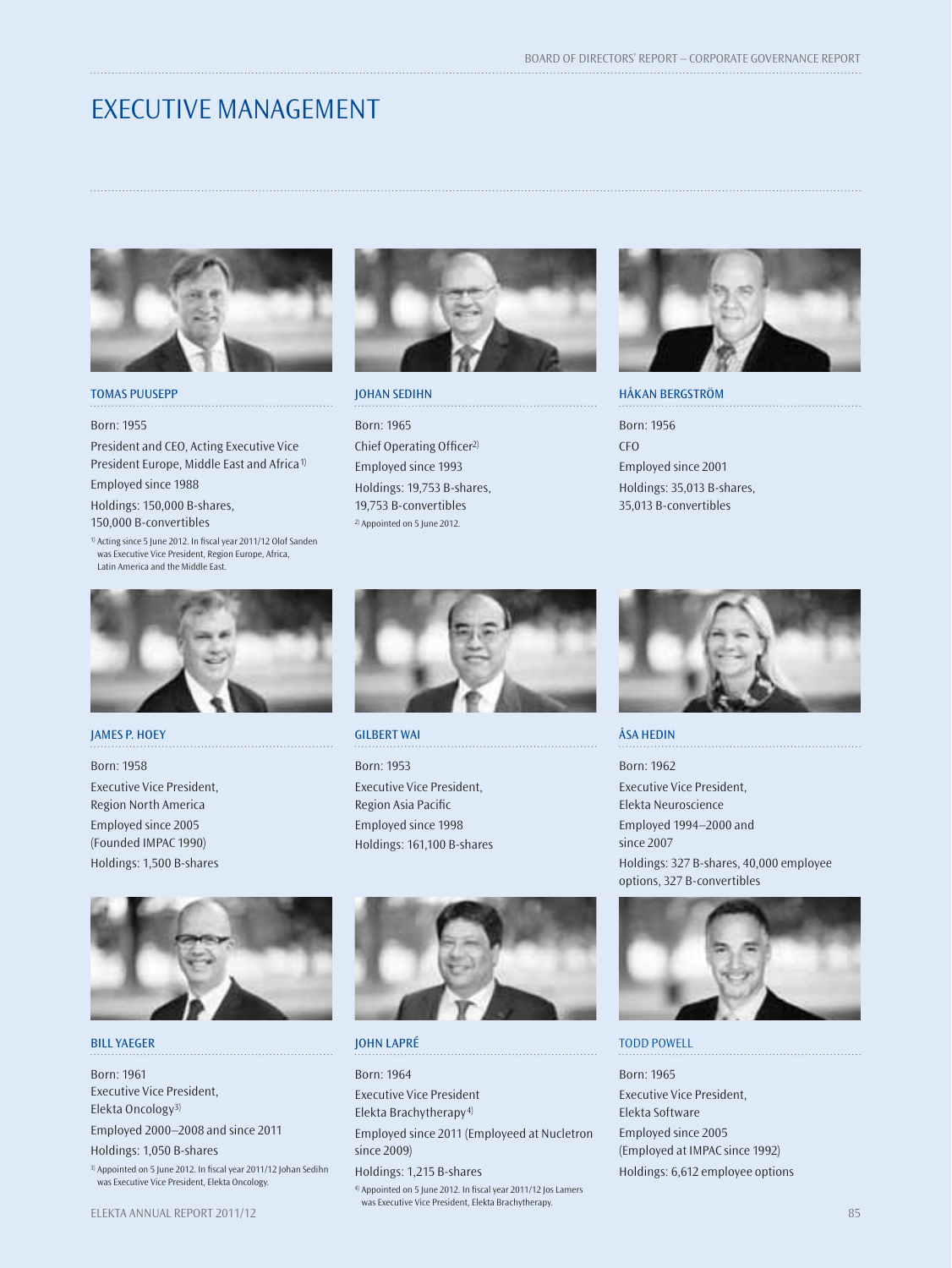# EXECUTIVE MANAGEMENT

### TOMAS PUUSEPP

Born: 1955

President and CEO, Acting Executive Vice President Europe, Middle East and Africa[1]

Employed since 1988

Holdings: 150,000 B-shares, 150,000 B-convertibles

[1] Acting since 5 June 2012. In fiscal year 2011/12 Olof Sanden was Executive Vice President, Region Europe, Africa, Latin America and the Middle East.

### JOHAN SEDIHN

Born: 1965

Chief Operating Officer[2]

Employed since 1993

Holdings: 19,753 B-shares, 19,753 B-convertibles

[2] Appointed on 5 June 2012.

### HÅKAN BERGSTRÖM

Born: 1956

CFO

Employed since 2001

Holdings: 35,013 B-shares, 35,013 B-convertibles

### JAMES P. HOEY

Born: 1958

Executive Vice President, Region North America

Employed since 2005 (Founded IMPAC 1990)

Holdings: 1,500 B-shares

### GILBERT WAI

Born: 1953

Executive Vice President, Region Asia Pacific

Employed since 1998

Holdings: 161,100 B-shares

### ÅSA HEDIN

Born: 1962

Executive Vice President, Elekta Neuroscience

Employed 1994–2000 and since 2007

Holdings: 327 B-shares, 40,000 employee options, 327 B-convertibles

### BILL YAEGER

Born: 1961

Executive Vice President, Elekta Oncology[3]

Employed 2000–2008 and since 2011

Holdings: 1,050 B-shares

[3] Appointed on 5 June 2012. In fiscal year 2011/12 Johan Sedihn was Executive Vice President, Elekta Oncology.

### JOHN LAPRÉ

Born: 1964

Executive Vice President Elekta Brachytherapy[4]

Employed since 2011 (Employeed at Nucletron since 2009)

Holdings: 1,215 B-shares

[4] Appointed on 5 June 2012. In fiscal year 2011/12 Jos Lamers was Executive Vice President, Elekta Brachytherapy.

### TODD POWELL

Born: 1965

Executive Vice President, Elekta Software

Employed since 2005 (Employed at IMPAC since 1992)

Holdings: 6,612 employee options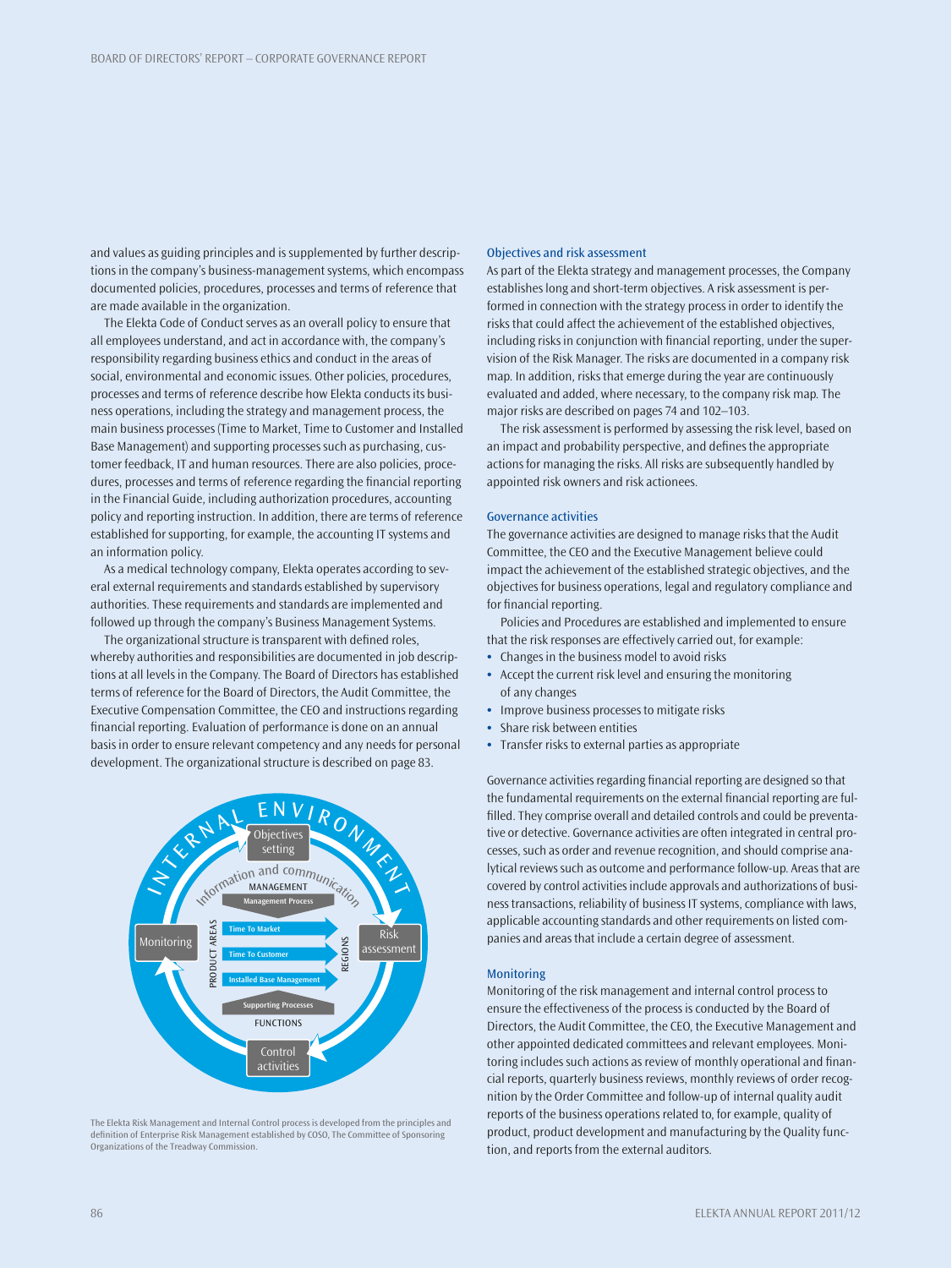and values as guiding principles and is supplemented by further descriptions in the company's business-management systems, which encompass documented policies, procedures, processes and terms of reference that are made available in the organization.

The Elekta Code of Conduct serves as an overall policy to ensure that all employees understand, and act in accordance with, the company's responsibility regarding business ethics and conduct in the areas of social, environmental and economic issues. Other policies, procedures, processes and terms of reference describe how Elekta conducts its business operations, including the strategy and management process, the main business processes (Time to Market, Time to Customer and Installed Base Management) and supporting processes such as purchasing, customer feedback, IT and human resources. There are also policies, procedures, processes and terms of reference regarding the financial reporting in the Financial Guide, including authorization procedures, accounting policy and reporting instruction. In addition, there are terms of reference established for supporting, for example, the accounting IT systems and an information policy.

As a medical technology company, Elekta operates according to several external requirements and standards established by supervisory authorities. These requirements and standards are implemented and followed up through the company's Business Management Systems.

The organizational structure is transparent with defined roles, whereby authorities and responsibilities are documented in job descriptions at all levels in the Company. The Board of Directors has established terms of reference for the Board of Directors, the Audit Committee, the Executive Compensation Committee, the CEO and instructions regarding financial reporting. Evaluation of performance is done on an annual basis in order to ensure relevant competency and any needs for personal development. The organizational structure is described on page 83.

INTERNAL ENVIRONMENT

Objectives setting

Information and communication

MANAGEMENT

Management Process

Monitoring

PRODUCT AREAS

Time To Market

Time To Customer

Installed Base Management

REGIONS

Risk assessment

Supporting Processes

FUNCTIONS

Control activities

The Elekta Risk Management and Internal Control process is developed from the principles and definition of Enterprise Risk Management established by COSO, The Committee of Sponsoring Organizations of the Treadway Commission.

### Objectives and risk assessment

As part of the Elekta strategy and management processes, the Company establishes long and short-term objectives. A risk assessment is performed in connection with the strategy process in order to identify the risks that could affect the achievement of the established objectives, including risks in conjunction with financial reporting, under the supervision of the Risk Manager. The risks are documented in a company risk map. In addition, risks that emerge during the year are continuously evaluated and added, where necessary, to the company risk map. The major risks are described on pages 74 and 102–103.

The risk assessment is performed by assessing the risk level, based on an impact and probability perspective, and defines the appropriate actions for managing the risks. All risks are subsequently handled by appointed risk owners and risk actionees.

### Governance activities

The governance activities are designed to manage risks that the Audit Committee, the CEO and the Executive Management believe could impact the achievement of the established strategic objectives, and the objectives for business operations, legal and regulatory compliance and for financial reporting.

Policies and Procedures are established and implemented to ensure that the risk responses are effectively carried out, for example:

- Changes in the business model to avoid risks
- Accept the current risk level and ensuring the monitoring of any changes
- Improve business processes to mitigate risks
- Share risk between entities
- Transfer risks to external parties as appropriate

Governance activities regarding financial reporting are designed so that the fundamental requirements on the external financial reporting are fulfilled. They comprise overall and detailed controls and could be preventative or detective. Governance activities are often integrated in central processes, such as order and revenue recognition, and should comprise analytical reviews such as outcome and performance follow-up. Areas that are covered by control activities include approvals and authorizations of business transactions, reliability of business IT systems, compliance with laws, applicable accounting standards and other requirements on listed companies and areas that include a certain degree of assessment.

### Monitoring

Monitoring of the risk management and internal control process to ensure the effectiveness of the process is conducted by the Board of Directors, the Audit Committee, the CEO, the Executive Management and other appointed dedicated committees and relevant employees. Monitoring includes such actions as review of monthly operational and financial reports, quarterly business reviews, monthly reviews of order recognition by the Order Committee and follow-up of internal quality audit reports of the business operations related to, for example, quality of product, product development and manufacturing by the Quality function, and reports from the external auditors.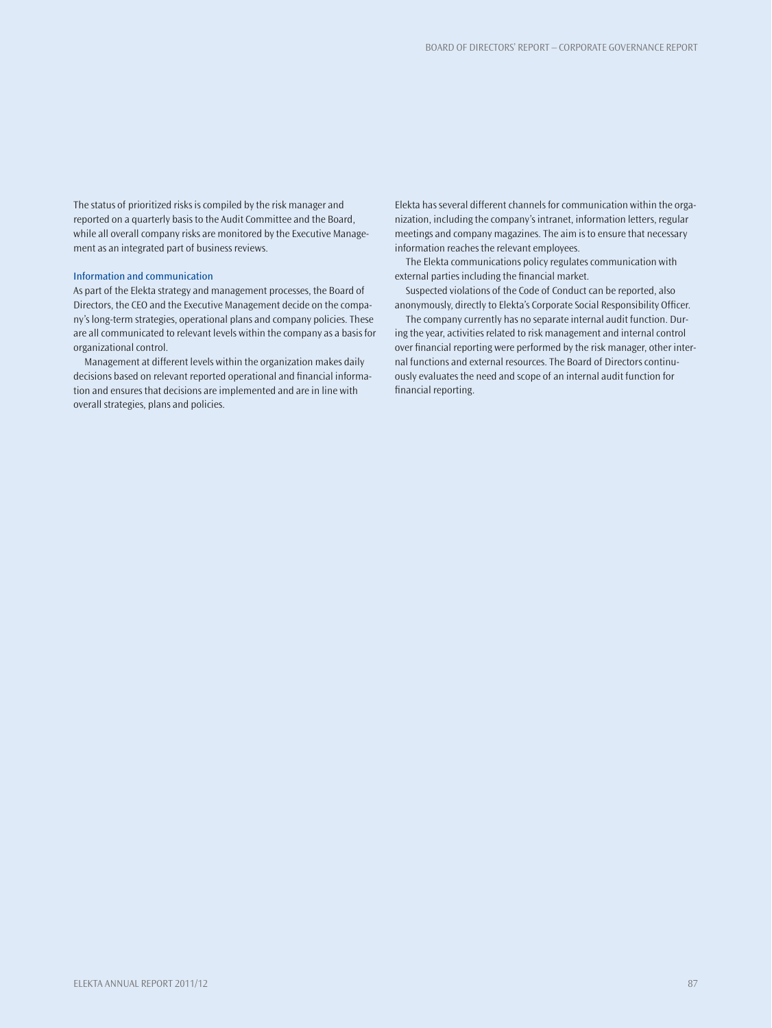The status of prioritized risks is compiled by the risk manager and reported on a quarterly basis to the Audit Committee and the Board, while all overall company risks are monitored by the Executive Management as an integrated part of business reviews.

### Information and communication

As part of the Elekta strategy and management processes, the Board of Directors, the CEO and the Executive Management decide on the company's long-term strategies, operational plans and company policies. These are all communicated to relevant levels within the company as a basis for organizational control.

Management at different levels within the organization makes daily decisions based on relevant reported operational and financial information and ensures that decisions are implemented and are in line with overall strategies, plans and policies.

Elekta has several different channels for communication within the organization, including the company's intranet, information letters, regular meetings and company magazines. The aim is to ensure that necessary information reaches the relevant employees.

The Elekta communications policy regulates communication with external parties including the financial market.

Suspected violations of the Code of Conduct can be reported, also anonymously, directly to Elekta's Corporate Social Responsibility Officer.

The company currently has no separate internal audit function. During the year, activities related to risk management and internal control over financial reporting were performed by the risk manager, other internal functions and external resources. The Board of Directors continuously evaluates the need and scope of an internal audit function for financial reporting.